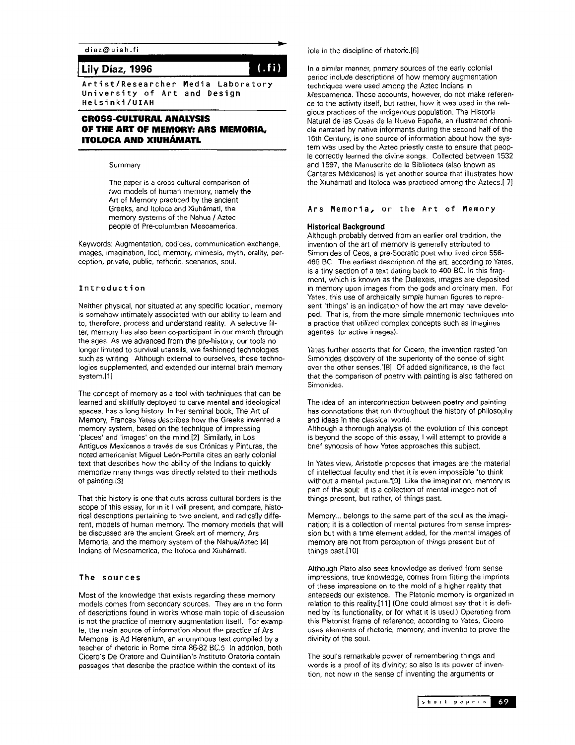diaz@uiah.fi

# Lily Díaz, 1996 (.fi)

**Artist/Researcher Media Laboratory University of Art and Design Helsinki/UIAH**

## CROSS-CULTURAL ANALYSIS OF THE ART OF MEMORY: ARS MEMORIA, ITOLOCA AND XIUHÁMATL

Summary

The paper is a cross-cultural comparison of two models of human memory, namely the Art of Memory practiced by the ancient Greeks, and Itoloca and Xiuhámatl, the memory systems of the Nahua / Aztec people of Pre-columbian Mesoamerica.

Keywords: Augmentation, codices, communication exchange, images, imagination, loci, memory, mimesis, myth, orality, perception, private, public, rethoric, scenarios, soul.

### Introduction

Neither physical, nor situated at any specific location, memory is somehow intimately associated with our ability to learn and to, therefore, process and understand reality. A selective filter, memory has also been co-participant in our march through the ages. As we advanced from the pre-history, our tools no longer limited to survival utensils, we fashioned technologies such as writing Although external to ourselves, these technologies supplemented, and extended our internal brain memory system.[1]

The concept of memory as a tool with techniques that can be learned and skillfully deployed to carve mental and ideological spaces, has a long history In her seminal book, The Art of Memory, Frances Yates describes how the Greeks invented a memory system, based on the technique of impressing 'places' and 'images' on the mind.[2] Similarly, in Los Antiguos Mexicanos a través de sus Crónicas y Pinturas, the noted americanist Miguel León-Portilla cites an early colonial text that describes how the ability of the Indians to quickly memorize many things was directly related to their methods of painting.[3]

That this history is one that cuts across cultural borders is the scope of this essay, for in it I will present, and compare, historical descriptions pertaining to two ancient, and radically different, models of human memory. The memory models that will be discussed are the ancient Greek art of memory, Ars Memoria, and the memory system of the Nahua/Aztec [4] Indians of Mesoamerica, the Itoloca and Xiuhámatl.

### The sources

Most of the knowledge that exists regarding these memory models comes from secondary sources. They are in the form of descriptions found in works whose main topic of discussion is not the practice of memory augmentation itself. For example, the main source of information about the practice of Ars Memoria is Ad Herenium, an anonymous text compiled by a teacher of rhetoric in Rome circa 86-82 BC.5 In addition, both Cicero's De Oratore and Quintilian's Instituto Oratoria contain passages that describe the practice within the context of its role in the discipline of rhetoric.[6]

In a similar manner, primary sources of the early colonial period include descriptions of how memory augmentation techniques were used among the Aztec Indians in Mesoamerica. These accounts, however, do not make reference to the activity itself, but rather, how it was used in the religious practices of the indigenous population. The Historia Natural de las Cosas de la Nueva España, an illustrated chronicle narrated by native informants during the second half of the 16th Century, is one source of information about how the system was used by the Aztec priestly caste to ensure that people correctly learned the divine songs. Collected between 1532 and 1597, the Manuscrito de la Biblioteca (also known as Cantares Méxicanos) is yet another source that illustrates how the Xiuhámatl and Itoloca was practiced among the Aztecs.[ 7]

## Ars Memoria, or the Art of Memory

### Historical Background

Although probably derived from an earlier oral tradition, the invention of the art of memory is generally attributed to Simonides of Ceos, a pre-Socratic poet who lived circa 556-468 BC. The earliest description of the art, according to Yates, is a tiny section of a text dating back to 400 BC. In this fragment, which is known as the Dialexeis, images are deposited in memory upon images from the gods and ordinary men. For Yates, this use of archaically simple human figures to represent 'things' is an indication of how the art may have developed. That is, from the more simple mnemonic techniques into a practice that utilized complex concepts such as imagines agentes (or active images).

Yates further asserts that for Cicero, the invention rested "on Simonides discovery of the superiority of the sense of sight over the other senses."[8] Of added significance, is the fact that the comparison of poetry with painting is also fathered on Simonides.

The idea of an interconnection between poetry and painting has connotations that run throughout the history of philosophy and ideas in the classical world.
Although a thorough analysis of the evolution of this concept is beyond the scope of this essay, I will attempt to provide a brief synopsis of how Yates approaches this subject.

In Yates view, Aristotle proposes that images are the material of intellectual faculty and that it is even impossible "to think without a mental picture."[9] Like the imagination, memory is part of the soul: it is a collection of mental images not of things present, but rather, of things past.

Memory... belongs to the same part of the soul as the imagination; it is a collection of mental pictures from sense impression but with a time element added, for the mental images of memory are not from perception of things present but of things past.[10]

Although Plato also sees knowledge as derived from sense impressions, true knowledge, comes from fitting the imprints of these impressions on to the mold of a higher reality that anteceeds our existence. The Platonic memory is organized in relation to this reality.[11] (One could almost say that it is defined by its functionality, or for what it is used.) Operating from this Platonist frame of reference, according to Yates, Cicero uses elements of rhetoric, memory, and inventio to prove the divinity of the soul.

The soul's remarkable power of remembering things and words is a proof of its divinity; so also is its power of invention, not now in the sense of inventing the arguments or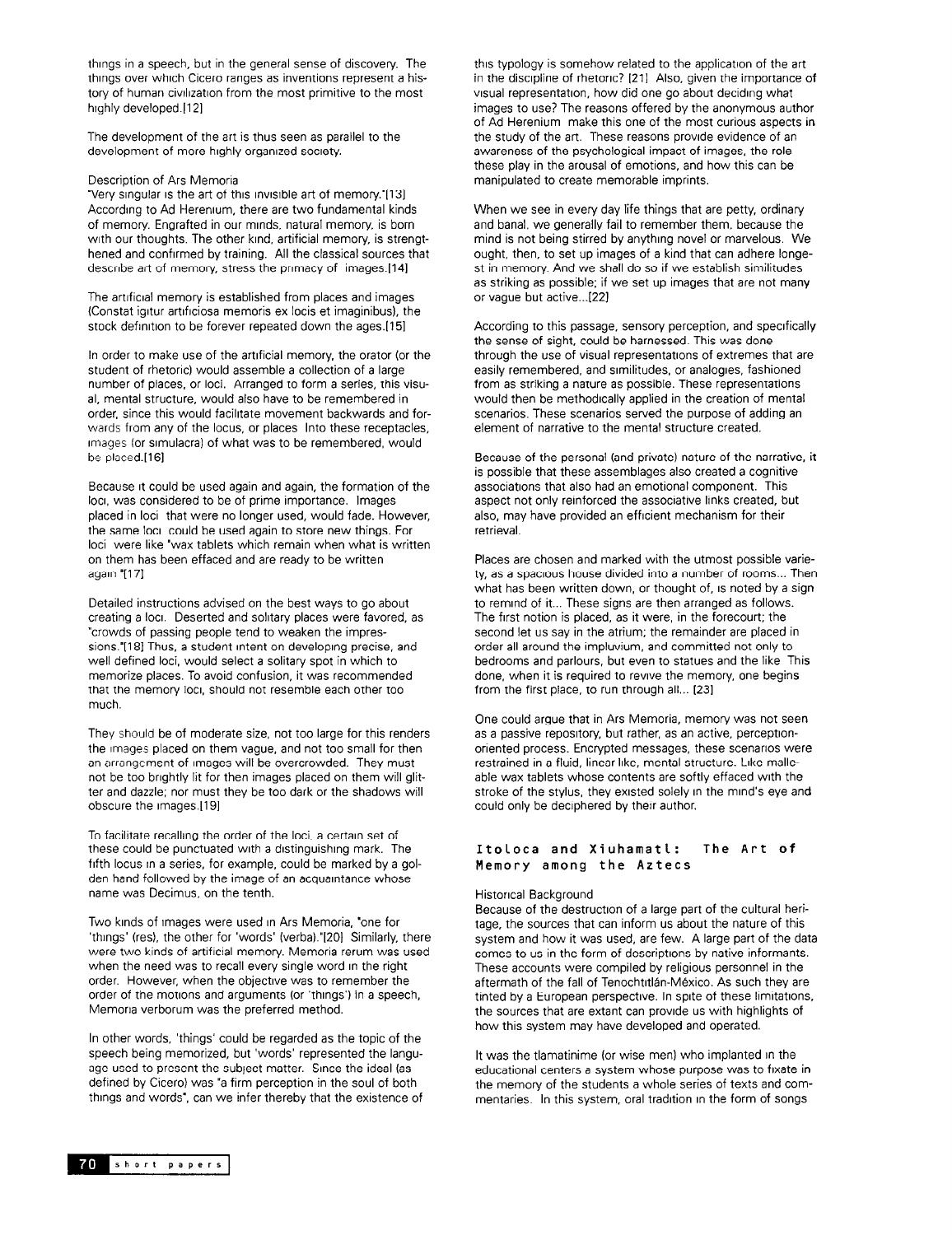things in a speech, but in the general sense of discovery. The things over which Cicero ranges as inventions represent a history of human civilization from the most primitive to the most highly developed.[12]

The development of the art is thus seen as parallel to the development of more highly organized society.

Description of Ars Memoria

"Very singular is the art of this invisible art of memory."[13] According to Ad Herenium, there are two fundamental kinds of memory. Engrafted in our minds, natural memory, is born with our thoughts. The other kind, artificial memory, is strengthened and confirmed by training. All the classical sources that describe art of memory, stress the primacy of images.[14]

The artificial memory is established from places and images (Constat igitur artificiosa memoris ex locis et imaginibus), the stock definition to be forever repeated down the ages.[15]

In order to make use of the artificial memory, the orator (or the student of rhetoric) would assemble a collection of a large number of places, or loci. Arranged to form a series, this visual, mental structure, would also have to be remembered in order, since this would facilitate movement backwards and forwards from any of the locus, or places Into these receptacles, images (or simulacra) of what was to be remembered, would be placed.[16]

Because it could be used again and again, the formation of the loci, was considered to be of prime importance. Images placed in loci that were no longer used, would fade. However, the same loci could be used again to store new things. For loci were like 'wax tablets which remain when what is written on them has been effaced and are ready to be written again."[17]

Detailed instructions advised on the best ways to go about creating a loci. Deserted and solitary places were favored, as "crowds of passing people tend to weaken the impressions."[18] Thus, a student intent on developing precise, and well defined loci, would select a solitary spot in which to memorize places. To avoid confusion, it was recommended that the memory loci, should not resemble each other too much.

They should be of moderate size, not too large for this renders the images placed on them vague, and not too small for then an arrangement of images will be overcrowded. They must not be too brightly lit for then images placed on them will glitter and dazzle; nor must they be too dark or the shadows will obscure the images.[19]

To facilitate recalling the order of the loci, a certain set of these could be punctuated with a distinguishing mark. The fifth locus in a series, for example, could be marked by a golden hand followed by the image of an acquaintance whose name was Decimus, on the tenth.

Two kinds of images were used in Ars Memoria, "one for 'things' (res), the other for 'words' (verba)."[20] Similarly, there were two kinds of artificial memory. Memoria rerum was used when the need was to recall every single word in the right order. However, when the objective was to remember the order of the motions and arguments (or 'things') in a speech, Memoria verborum was the preferred method.

In other words, 'things' could be regarded as the topic of the speech being memorized, but 'words' represented the language used to present the subject matter. Since the ideal (as defined by Cicero) was "a firm perception in the soul of both things and words", can we infer thereby that the existence of this typology is somehow related to the application of the art in the discipline of rhetoric? [21] Also, given the importance of visual representation, how did one go about deciding what images to use? The reasons offered by the anonymous author of Ad Herenium make this one of the most curious aspects in the study of the art. These reasons provide evidence of an awareness of the psychological impact of images, the role these play in the arousal of emotions, and how this can be manipulated to create memorable imprints.

When we see in every day life things that are petty, ordinary and banal, we generally fail to remember them, because the mind is not being stirred by anything novel or marvelous. We ought, then, to set up images of a kind that can adhere longest in memory. And we shall do so if we establish similitudes as striking as possible; if we set up images that are not many or vague but active...[22]

According to this passage, sensory perception, and specifically the sense of sight, could be harnessed. This was done through the use of visual representations of extremes that are easily remembered, and similitudes, or analogies, fashioned from as striking a nature as possible. These representations would then be methodically applied in the creation of mental scenarios. These scenarios served the purpose of adding an element of narrative to the mental structure created.

Because of the personal (and private) nature of the narrative, it is possible that these assemblages also created a cognitive associations that also had an emotional component. This aspect not only reinforced the associative links created, but also, may have provided an efficient mechanism for their retrieval.

Places are chosen and marked with the utmost possible variety, as a spacious house divided into a number of rooms... Then what has been written down, or thought of, is noted by a sign to remind of it... These signs are then arranged as follows. The first notion is placed, as it were, in the forecourt; the second let us say in the atrium; the remainder are placed in order all around the impluvium, and committed not only to bedrooms and parlours, but even to statues and the like This done, when it is required to revive the memory, one begins from the first place, to run through all... [23]

One could argue that in Ars Memoria, memory was not seen as a passive repository, but rather, as an active, perception-oriented process. Encrypted messages, these scenarios were restrained in a fluid, linear like, mental structure. Like malleable wax tablets whose contents are softly effaced with the stroke of the stylus, they existed solely in the mind's eye and could only be deciphered by their author.

## Itoloca and Xiuhamatl: The Art of Memory among the Aztecs

Historical Background

Because of the destruction of a large part of the cultural heritage, the sources that can inform us about the nature of this system and how it was used, are few. A large part of the data comes to us in the form of descriptions by native informants. These accounts were compiled by religious personnel in the aftermath of the fall of Tenochtitlán-México. As such they are tinted by a European perspective. In spite of these limitations, the sources that are extant can provide us with highlights of how this system may have developed and operated.

It was the tlamatinime (or wise men) who implanted in the educational centers a system whose purpose was to fixate in the memory of the students a whole series of texts and commentaries. In this system, oral tradition in the form of songs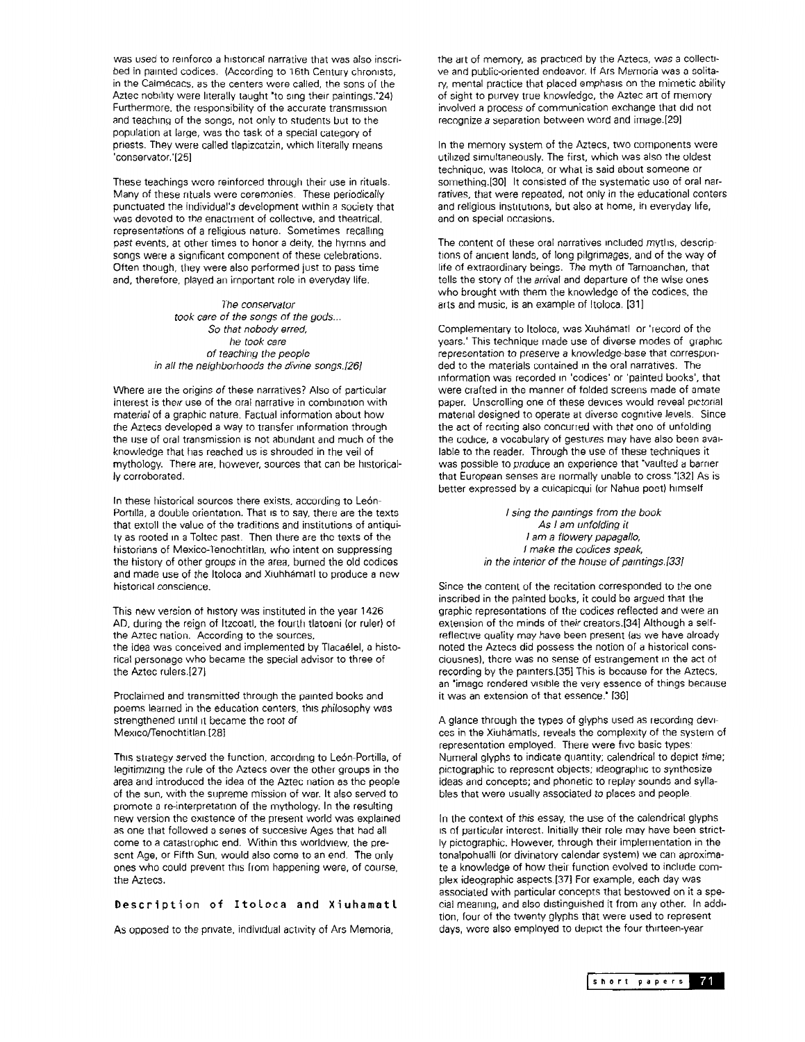was used to reinforce a historical narrative that was also inscribed in painted codices. (According to 16th Century chronists, in the Calmécacs, as the centers were called, the sons of the Aztec nobility were literally taught "to sing their paintings."24) Furthermore, the responsibility of the accurate transmission and teaching of the songs, not only to students but to the population at large, was the task of a special category of priests. They were called tlapizcatzin, which literally means 'conservator.'[25]

These teachings were reinforced through their use in rituals. Many of these rituals were ceremonies. These periodically punctuated the individual's development within a society that was devoted to the enactment of collective, and theatrical, representations of a religious nature. Sometimes recalling past events, at other times to honor a deity, the hymns and songs were a significant component of these celebrations. Often though, they were also performed just to pass time and, therefore, played an important role in everyday life.

*The conservator*
*took care of the songs of the gods...*
*So that nobody erred,*
*he took care*
*of teaching the people*
*in all the neighborhoods the divine songs.[26]*

Where are the origins of these narratives? Also of particular interest is their use of the oral narrative in combination with material of a graphic nature. Factual information about how the Aztecs developed a way to transfer information through the use of oral transmission is not abundant and much of the knowledge that has reached us is shrouded in the veil of mythology. There are, however, sources that can be historically corroborated.

In these historical sources there exists, according to León-Portilla, a double orientation. That is to say, there are the texts that extoll the value of the traditions and institutions of antiquity as rooted in a Toltec past. Then there are the texts of the historians of Mexico-Tenochtitlan, who intent on suppressing the history of other groups in the area, burned the old codices and made use of the Itoloca and Xiuhhámatl to produce a new historical conscience.

This new version of history was instituted in the year 1426 AD, during the reign of Itzcoatl, the fourth tlatoani (or ruler) of the Aztec nation. According to the sources, the idea was conceived and implemented by Tlacaélel, a historical personage who became the special advisor to three of the Aztec rulers.[27]

Proclaimed and transmitted through the painted books and poems learned in the education centers, this philosophy was strengthened until it became the root of Mexico/Tenochtitlan.[28]

This strategy served the function, according to León-Portilla, of legitimizing the rule of the Aztecs over the other groups in the area and introduced the idea of the Aztec nation as the people of the sun, with the supreme mission of war. It also served to promote a re-interpretation of the mythology. In the resulting new version the existence of the present world was explained as one that followed a series of succesive Ages that had all come to a catastrophic end. Within this worldview, the present Age, or Fifth Sun, would also come to an end. The only ones who could prevent this from happening were, of course, the Aztecs.

## Description of Itoloca and Xiuhamatl

As opposed to the private, individual activity of Ars Memoria, the art of memory, as practiced by the Aztecs, was a collective and public-oriented endeavor. If Ars Memoria was a solitary, mental practice that placed emphasis on the mimetic ability of sight to purvey true knowledge, the Aztec art of memory involved a process of communication exchange that did not recognize a separation between word and image.[29]

In the memory system of the Aztecs, two components were utilized simultaneously. The first, which was also the oldest technique, was Itoloca, or what is said about someone or something.[30] It consisted of the systematic use of oral narratives, that were repeated, not only in the educational centers and religious institutions, but also at home, in everyday life, and on special occasions.

The content of these oral narratives included myths, descriptions of ancient lands, of long pilgrimages, and of the way of life of extraordinary beings. The myth of Tamoanchan, that tells the story of the arrival and departure of the wise ones who brought with them the knowledge of the codices, the arts and music, is an example of Itoloca. [31]

Complementary to Itoloca, was Xiuhámatl or 'record of the years.' This technique made use of diverse modes of graphic representation to preserve a knowledge-base that corresponded to the materials contained in the oral narratives. The information was recorded in 'codices' or 'painted books', that were crafted in the manner of folded screens made of amate paper. Unscrolling one of these devices would reveal pictorial material designed to operate at diverse cognitive levels. Since the act of reciting also concurred with that one of unfolding the codice, a vocabulary of gestures may have also been available to the reader. Through the use of these techniques it was possible to produce an experience that "vaulted a barrier that European senses are normally unable to cross."[32] As is better expressed by a cuicapicqui (or Nahua poet) himself

*I sing the paintings from the book*
*As I am unfolding it*
*I am a flowery papagallo,*
*I make the codices speak,*
*in the interior of the house of paintings.[33]*

Since the content of the recitation corresponded to the one inscribed in the painted books, it could be argued that the graphic representations of the codices reflected and were an extension of the minds of their creators.[34] Although a self-reflective quality may have been present (as we have already noted the Aztecs did possess the notion of a historical consciousness), there was no sense of estrangement in the act of recording by the painters.[35] This is because for the Aztecs, an "image rendered visible the very essence of things because it was an extension of that essence." [36]

A glance through the types of glyphs used as recording devices in the Xiuhámatls, reveals the complexity of the system of representation employed. There were five basic types: Numeral glyphs to indicate quantity; calendrical to depict time; pictographic to represent objects; ideographic to synthesize ideas and concepts; and phonetic to replay sounds and syllables that were usually associated to places and people.

In the context of this essay, the use of the calendrical glyphs is of particular interest. Initially their role may have been strictly pictographic. However, through their implementation in the tonalpohualli (or divinatory calendar system) we can aproximate a knowledge of how their function evolved to include complex ideographic aspects.[37] For example, each day was associated with particular concepts that bestowed on it a special meaning, and also distinguished it from any other. In addition, four of the twenty glyphs that were used to represent days, were also employed to depict the four thirteen-year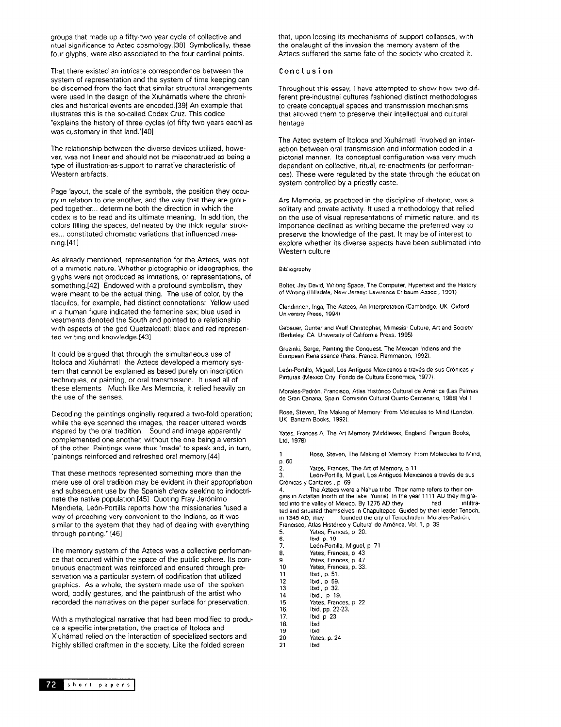groups that made up a fifty-two year cycle of collective and ritual significance to Aztec cosmology.[38] Symbolically, these four glyphs, were also associated to the four cardinal points.

That there existed an intricate correspondence between the system of representation and the system of time keeping can be discerned from the fact that similar structural arrangements were used in the design of the Xiuhámatls where the chronicles and historical events are encoded.[39] An example that illustrates this is the so-called Codex Cruz. This codice "explains the history of three cycles (of fifty two years each) as was customary in that land."[40]

The relationship between the diverse devices utilized, however, was not linear and should not be misconstrued as being a type of illustration-as-support to narrative characteristic of Western artifacts.

Page layout, the scale of the symbols, the position they occupy in relation to one another, and the way that they are grouped together... determine both the direction in which the codex is to be read and its ultimate meaning. In addition, the colors filling the spaces, delineated by the thick regular strokes... constituted chromatic variations that influenced meaning.[41]

As already mentioned, representation for the Aztecs, was not of a mimetic nature. Whether pictographic or ideographics, the glyphs were not produced as imitations, or representations, of something.[42] Endowed with a profound symbolism, they were meant to be the actual thing. The use of color, by the tlacuilos, for example, had distinct connotations: Yellow used in a human figure indicated the femenine sex; blue used in vestments denoted the South and pointed to a relationship with aspects of the god Quetzalcoatl; black and red represented writing and knowledge.[43]

It could be argued that through the simultaneous use of Itoloca and Xiuhámatl the Aztecs developed a memory system that cannot be explained as based purely on inscription techniques, or painting, or oral transmission. It used all of these elements. Much like Ars Memoria, it relied heavily on the use of the senses.

Decoding the paintings originally required a two-fold operation; while the eye scanned the images, the reader uttered words inspired by the oral tradition. Sound and image apparently complemented one another, without the one being a version of the other. Paintings were thus 'made' to speak and, in turn, 'paintings reinforced and refreshed oral memory.[44]

That these methods represented something more than the mere use of oral tradition may be evident in their appropriation and subsequent use by the Spanish clergy seeking to indoctrinate the native population.[45] Quoting Fray Jerónimo Mendieta, León-Portilla reports how the missionaries "used a way of preaching very convenient to the Indians, as it was similar to the system that they had of dealing with everything through painting." [46]

The memory system of the Aztecs was a collective perfomance that occured within the space of the public sphere. Its continuous enactment was reinforced and ensured through preservation via a particular system of codification that utilized graphics. As a whole, the system made use of the spoken word, bodily gestures, and the paintbrush of the artist who recorded the narratives on the paper surface for preservation.

With a mythological narrative that had been modified to produce a specific interpretation, the practice of Itoloca and Xiuhámatl relied on the interaction of specialized sectors and highly skilled craftmen in the society. Like the folded screen that, upon loosing its mechanisms of support collapses, with the onslaught of the invasion the memory system of the Aztecs suffered the same fate of the society who created it.

## Conclusion

Throughout this essay, I have attempted to show how two different pre-industrial cultures fashioned distinct methodologies to create conceptual spaces and transmission mechanisms that allowed them to preserve their intellectual and cultural heritage.

The Aztec system of Itoloca and Xiuhámatl involved an interaction between oral transmission and information coded in a pictorial manner. Its conceptual configuration was very much dependent on collective, ritual, re-enactments (or performances). These were regulated by the state through the education system controlled by a priestly caste.

Ars Memoria, as practiced in the discipline of rhetoric, was a solitary and private activity. It used a methodology that relied on the use of visual representations of mimetic nature, and its importance declined as writing became the preferred way to preserve the knowledge of the past. It may be of interest to explore whether its diverse aspects have been sublimated into Western culture.

### Bibliography

Bolter, Jay David, Writing Space, The Computer, Hypertext and the History of Writing (Hillsdale, New Jersey: Lawrence Erlbaum Assoc., 1991)

Clendinnen, Inga, The Aztecs, An Interpretation (Cambridge, UK Oxford University Press, 1994)

Gebauer, Gunter and Wulf Christopher, Mimesis: Culture, Art and Society (Berkeley, CA University of California Press, 1995)

Gruzinki, Serge, Painting the Conquest. The Mexican Indians and the European Renaissance (Paris, France: Flammarion, 1992).

León-Portillo, Miguel, Los Antiguos Mexicanos a través de sus Crónicas y Pinturas (Mexico City Fondo de Cultura Económica, 1977).

Morales-Padrón, Francisco, Atlas Histórico Cultural de América (Las Palmas de Gran Canaria, Spain Comisión Cultural Quinto Centenario, 1988) Vol 1

Rose, Steven, The Making of Memory: From Molecules to Mind (London, UK Bantam Books, 1992).

Yates, Frances A, The Art Memory (Middlesex, England Penguin Books, Ltd, 1978)

1. Rose, Steven, The Making of Memory From Molecules to Mind, p. 60
2. Yates, Frances, The Art of Memory, p 11
3. León-Portilla, Miguel, Los Antiguos Mexicanos a través de sus Crónicas y Cantares, p 69
4. The Aztecs were a Nahua tribe Their name refers to their origins in Axtatlan (north of the lake Yurina) In the year 1111 AD they migrated into the valley of Mexico. By 1275 AD they had infiltrated and situated themselves in Chapultepec Guided by their leader Tenoch, in 1345 AD, they founded the city of Tenochtitlan Morales-Padrón, Francisco, Atlas Histórico y Cultural de América, Vol. 1, p 38
5. Yates, Frances, p 20.
6. Ibid p. 19
7. León-Portilla, Miguel, p 71
8. Yates, Frances, p 43
9. Yates, Frances, p 47
10. Yates, Frances, p. 33.
11. Ibid, p. 51.
12. Ibid, p 59.
13. Ibid, p 32.
14. Ibid, p 19.
15. Yates, Frances, p. 22
16. Ibid. pp. 22-23.
17. Ibid p 23
18. Ibid
19. Ibid
20. Yates, p. 24
21. Ibid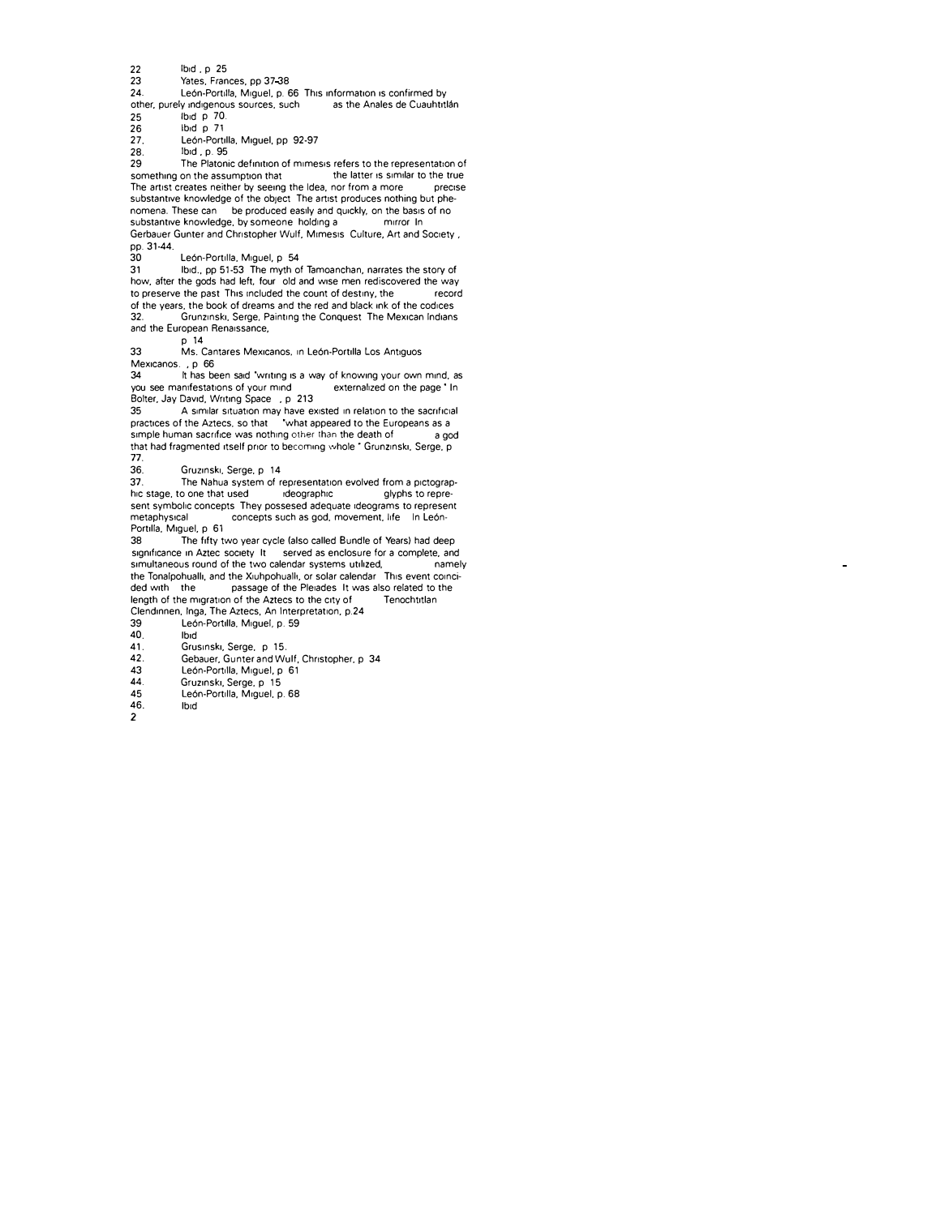22 Ibid., p. 25

23 Yates, Frances, pp 37-38

24. León-Portilla, Miguel, p. 66 This information is confirmed by other, purely indigenous sources, such as the Anales de Cuauhtitlán

25 Ibid p. 70.

26 Ibid p. 71

27. León-Portilla, Miguel, pp. 92-97

28. Ibid., p. 95

29 The Platonic definition of mimesis refers to the representation of something on the assumption that the latter is similar to the true. The artist creates neither by seeing the Idea, nor from a more precise substantive knowledge of the object. The artist produces nothing but phenomena. These can be produced easily and quickly, on the basis of no substantive knowledge, by someone holding a mirror. In Gerbauer Gunter and Christopher Wulf, Mimesis Culture, Art and Society, pp. 31-44.

30 León-Portilla, Miguel, p. 54

31 Ibid., pp 51-53 The myth of Tamoanchan, narrates the story of how, after the gods had left, four old and wise men rediscovered the way to preserve the past. This included the count of destiny, the record of the years, the book of dreams and the red and black ink of the codices

32. Grunzinski, Serge, Painting the Conquest The Mexican Indians and the European Renaissance, p. 14

33 Ms. Cantares Mexicanos, in León-Portilla Los Antiguos Mexicanos., p. 66

34 It has been said "writing is a way of knowing your own mind, as you see manifestations of your mind externalized on the page." In Bolter, Jay David, Writing Space, p. 213

35 A similar situation may have existed in relation to the sacrificial practices of the Aztecs, so that "what appeared to the Europeans as a simple human sacrifice was nothing other than the death of a god that had fragmented itself prior to becoming whole." Grunzinski, Serge, p. 77.

36. Gruzinski, Serge, p. 14

37. The Nahua system of representation evolved from a pictographic stage, to one that used ideographic glyphs to represent symbolic concepts. They possesed adequate ideograms to represent metaphysical concepts such as god, movement, life. In León-Portilla, Miguel, p. 61

38 The fifty two year cycle (also called Bundle of Years) had deep significance in Aztec society. It served as enclosure for a complete, and simultaneous round of the two calendar systems utilized, namely the Tonalpohualli, and the Xiuhpohualli, or solar calendar. This event coincided with the passage of the Pleiades. It was also related to the length of the migration of the Aztecs to the city of Tenochtitlan. Clendinnen, Inga, The Aztecs, An Interpretation, p.24

39 León-Portilla, Miguel, p. 59

40. Ibid

41. Grusinski, Serge, p. 15.

42. Gebauer, Gunter and Wulf, Christopher, p. 34

43 León-Portilla, Miguel, p. 61

44. Gruzinski, Serge, p. 15

45 León-Portilla, Miguel, p. 68

46. Ibid